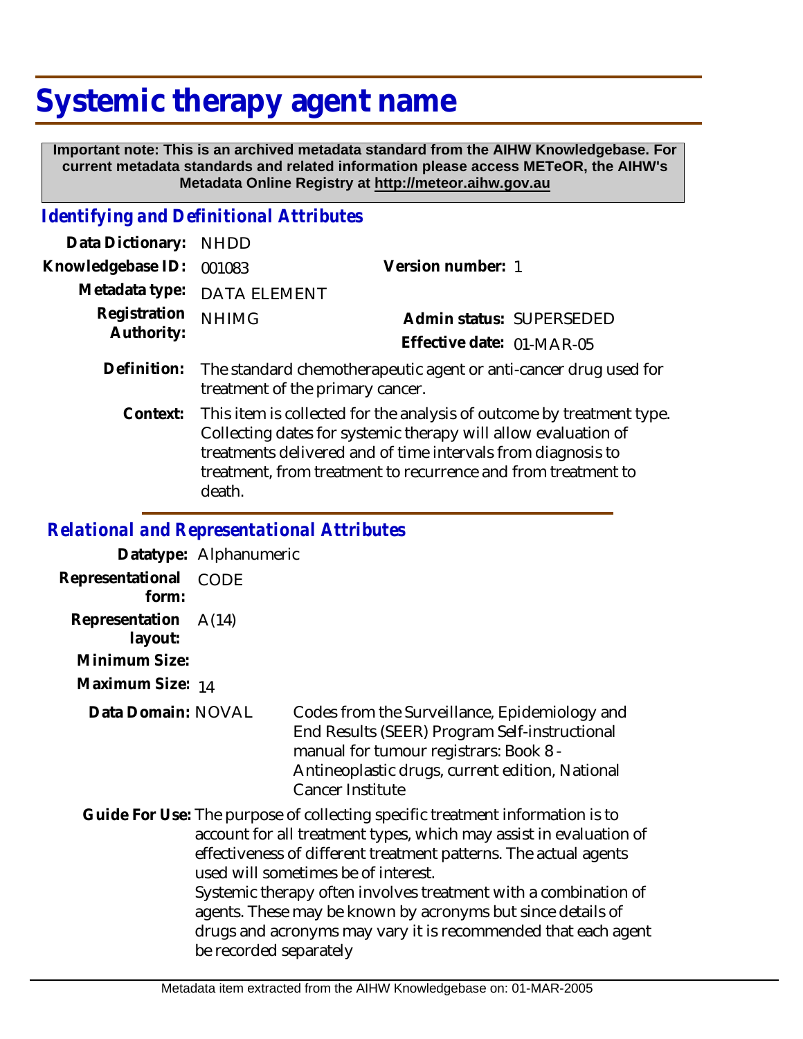# Systemic therapy agent name

**Important note: This is an archived metadata standard from the AIHW Knowledgebase. For current metadata standards and related information please access METeOR, the AIHW's Metadata Online Registry at http://meteor.aihw.gov.au**

## *Identifying and Definitional Attributes*

| | | | |
|---|---|---|---|
| **Data Dictionary:** | NHDD | | |
| **Knowledgebase ID:** | 001083 | **Version number:** | 1 |
| **Metadata type:** | DATA ELEMENT | | |
| **Registration Authority:** | NHIMG | **Admin status:** | SUPERSEDED |
| | | **Effective date:** | 01-MAR-05 |

**Definition:** The standard chemotherapeutic agent or anti-cancer drug used for treatment of the primary cancer.

**Context:** This item is collected for the analysis of outcome by treatment type. Collecting dates for systemic therapy will allow evaluation of treatments delivered and of time intervals from diagnosis to treatment, from treatment to recurrence and from treatment to death.

## *Relational and Representational Attributes*

**Datatype:** Alphanumeric

**Representational form:** CODE

**Representation layout:** A(14)

**Minimum Size:**

**Maximum Size:** 14

**Data Domain:** NOVAL — Codes from the Surveillance, Epidemiology and End Results (SEER) Program Self-instructional manual for tumour registrars: Book 8 - Antineoplastic drugs, current edition, National Cancer Institute

**Guide For Use:** The purpose of collecting specific treatment information is to account for all treatment types, which may assist in evaluation of effectiveness of different treatment patterns. The actual agents used will sometimes be of interest.
Systemic therapy often involves treatment with a combination of agents. These may be known by acronyms but since details of drugs and acronyms may vary it is recommended that each agent be recorded separately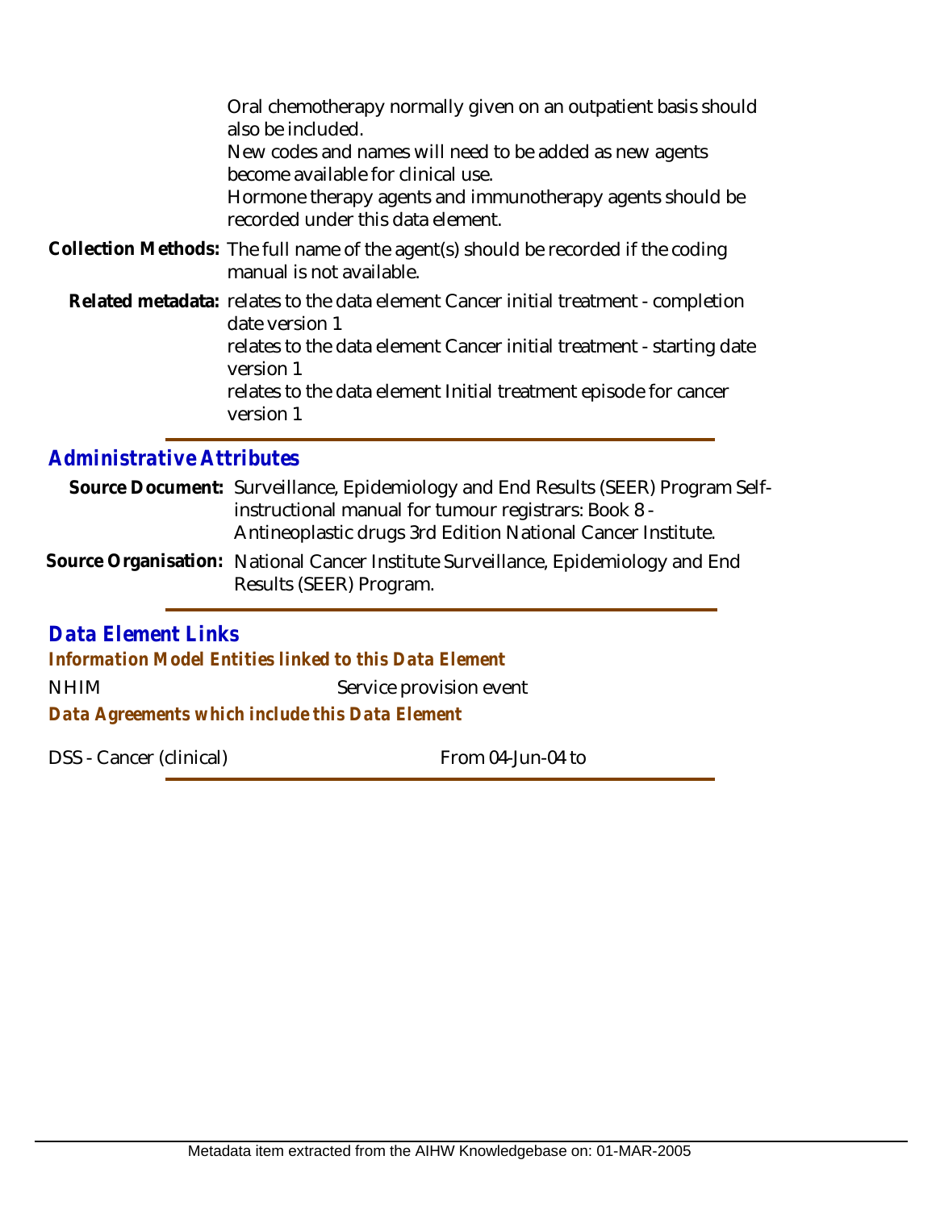Oral chemotherapy normally given on an outpatient basis should also be included.

New codes and names will need to be added as new agents become available for clinical use.

Hormone therapy agents and immunotherapy agents should be recorded under this data element.

**Collection Methods:** The full name of the agent(s) should be recorded if the coding manual is not available.

**Related metadata:** relates to the data element Cancer initial treatment - completion date version 1

relates to the data element Cancer initial treatment - starting date version 1

relates to the data element Initial treatment episode for cancer version 1

## Administrative Attributes

**Source Document:** Surveillance, Epidemiology and End Results (SEER) Program Self-instructional manual for tumour registrars: Book 8 - Antineoplastic drugs 3rd Edition National Cancer Institute.

**Source Organisation:** National Cancer Institute Surveillance, Epidemiology and End Results (SEER) Program.

## Data Element Links

### Information Model Entities linked to this Data Element

| | |
|---|---|
| NHIM | Service provision event |

### Data Agreements which include this Data Element

| | |
|---|---|
| DSS - Cancer (clinical) | From 04-Jun-04 to |

Metadata item extracted from the AIHW Knowledgebase on: 01-MAR-2005